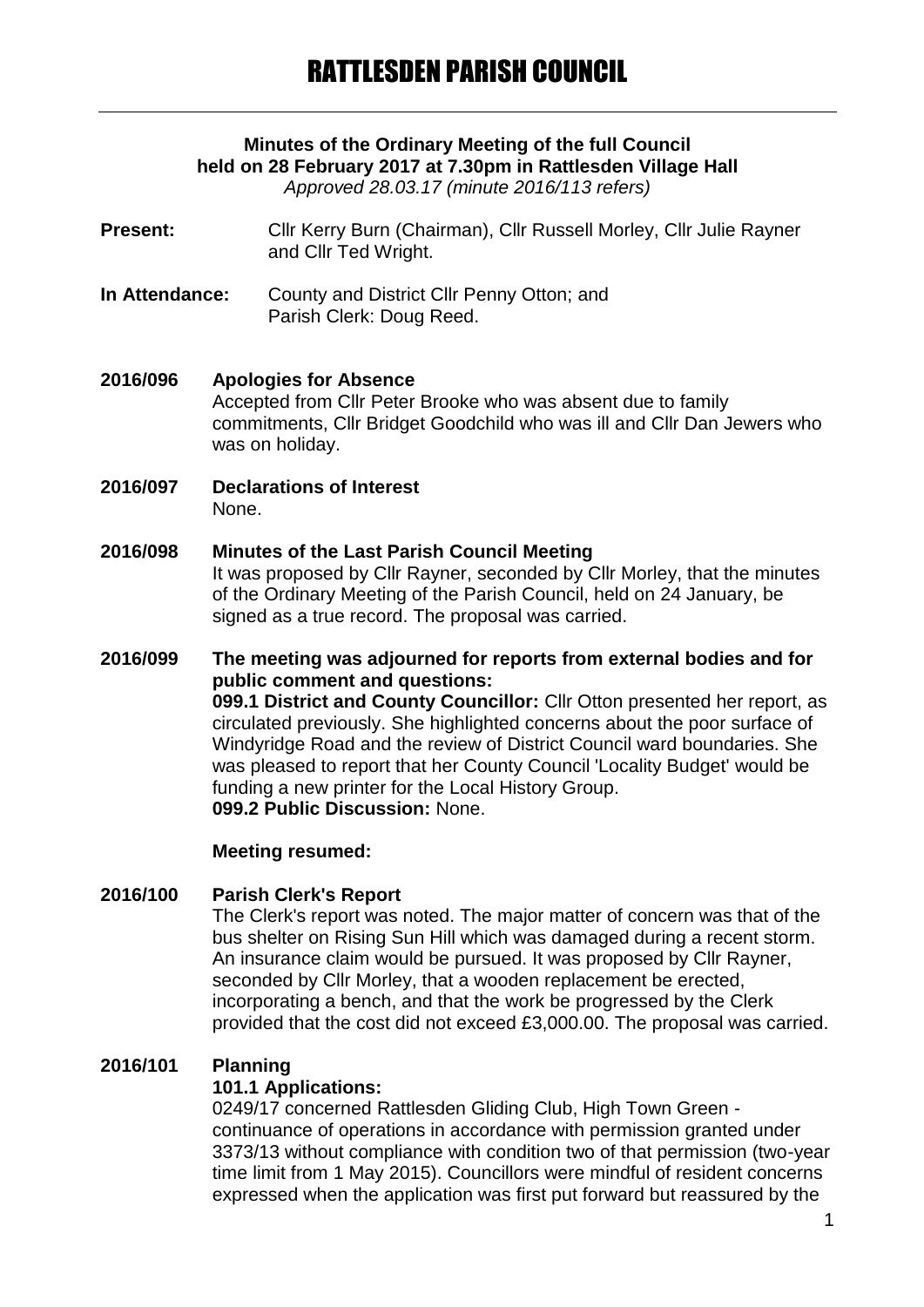# RATTLESDEN PARISH COUNCIL

**Minutes of the Ordinary Meeting of the full Council held on 28 February 2017 at 7.30pm in Rattlesden Village Hall**

*Approved 28.03.17 (minute 2016/113 refers)*

**Present:** Cllr Kerry Burn (Chairman), Cllr Russell Morley, Cllr Julie Rayner and Cllr Ted Wright.

**In Attendance:** County and District Cllr Penny Otton; and Parish Clerk: Doug Reed.

**2016/096 Apologies for Absence**

Accepted from Cllr Peter Brooke who was absent due to family commitments, Cllr Bridget Goodchild who was ill and Cllr Dan Jewers who was on holiday.

**2016/097 Declarations of Interest**

None.

**2016/098 Minutes of the Last Parish Council Meeting**

It was proposed by Cllr Rayner, seconded by Cllr Morley, that the minutes of the Ordinary Meeting of the Parish Council, held on 24 January, be signed as a true record. The proposal was carried.

**2016/099 The meeting was adjourned for reports from external bodies and for public comment and questions:**

**099.1 District and County Councillor:** Cllr Otton presented her report, as circulated previously. She highlighted concerns about the poor surface of Windyridge Road and the review of District Council ward boundaries. She was pleased to report that her County Council 'Locality Budget' would be funding a new printer for the Local History Group.

**099.2 Public Discussion:** None.

**Meeting resumed:**

**2016/100 Parish Clerk's Report**

The Clerk's report was noted. The major matter of concern was that of the bus shelter on Rising Sun Hill which was damaged during a recent storm. An insurance claim would be pursued. It was proposed by Cllr Rayner, seconded by Cllr Morley, that a wooden replacement be erected, incorporating a bench, and that the work be progressed by the Clerk provided that the cost did not exceed £3,000.00. The proposal was carried.

**2016/101 Planning**

**101.1 Applications:**

0249/17 concerned Rattlesden Gliding Club, High Town Green - continuance of operations in accordance with permission granted under 3373/13 without compliance with condition two of that permission (two-year time limit from 1 May 2015). Councillors were mindful of resident concerns expressed when the application was first put forward but reassured by the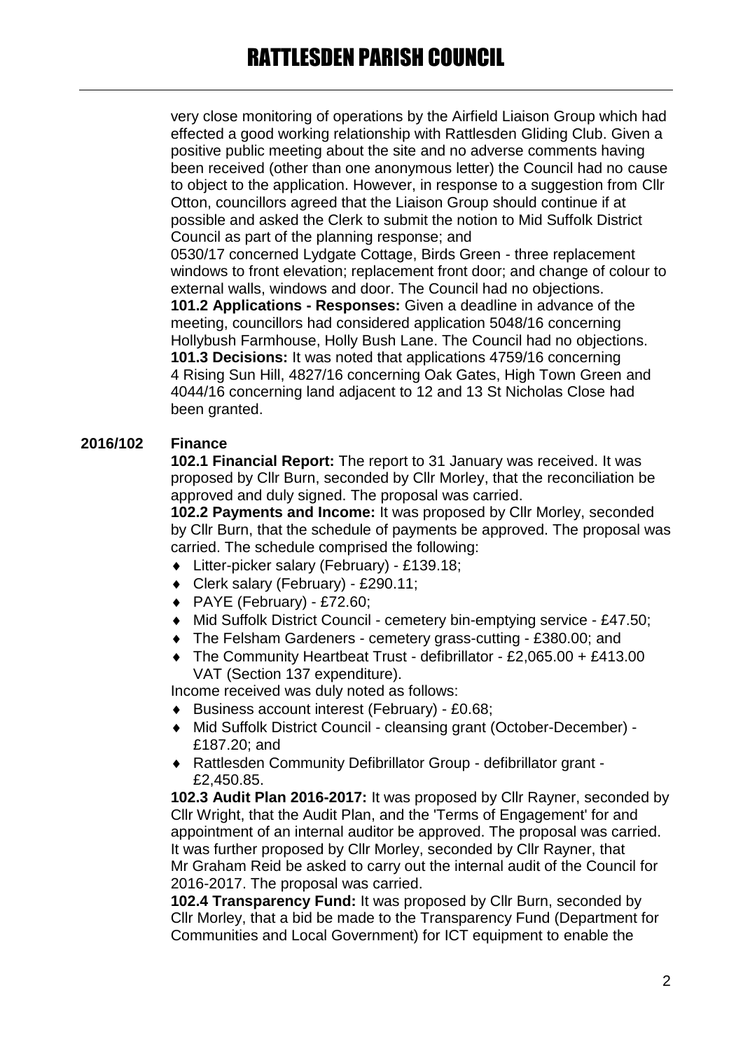very close monitoring of operations by the Airfield Liaison Group which had effected a good working relationship with Rattlesden Gliding Club. Given a positive public meeting about the site and no adverse comments having been received (other than one anonymous letter) the Council had no cause to object to the application. However, in response to a suggestion from Cllr Otton, councillors agreed that the Liaison Group should continue if at possible and asked the Clerk to submit the notion to Mid Suffolk District Council as part of the planning response; and

0530/17 concerned Lydgate Cottage, Birds Green - three replacement windows to front elevation; replacement front door; and change of colour to external walls, windows and door. The Council had no objections.

**101.2 Applications - Responses:** Given a deadline in advance of the meeting, councillors had considered application 5048/16 concerning Hollybush Farmhouse, Holly Bush Lane. The Council had no objections.

**101.3 Decisions:** It was noted that applications 4759/16 concerning 4 Rising Sun Hill, 4827/16 concerning Oak Gates, High Town Green and 4044/16 concerning land adjacent to 12 and 13 St Nicholas Close had been granted.

**2016/102 Finance**

**102.1 Financial Report:** The report to 31 January was received. It was proposed by Cllr Burn, seconded by Cllr Morley, that the reconciliation be approved and duly signed. The proposal was carried.

**102.2 Payments and Income:** It was proposed by Cllr Morley, seconded by Cllr Burn, that the schedule of payments be approved. The proposal was carried. The schedule comprised the following:

- Litter-picker salary (February) - £139.18;
- Clerk salary (February) - £290.11;
- PAYE (February) - £72.60;
- Mid Suffolk District Council - cemetery bin-emptying service - £47.50;
- The Felsham Gardeners - cemetery grass-cutting - £380.00; and
- The Community Heartbeat Trust - defibrillator - £2,065.00 + £413.00 VAT (Section 137 expenditure).

Income received was duly noted as follows:

- Business account interest (February) - £0.68;
- Mid Suffolk District Council - cleansing grant (October-December) - £187.20; and
- Rattlesden Community Defibrillator Group - defibrillator grant - £2,450.85.

**102.3 Audit Plan 2016-2017:** It was proposed by Cllr Rayner, seconded by Cllr Wright, that the Audit Plan, and the 'Terms of Engagement' for and appointment of an internal auditor be approved. The proposal was carried. It was further proposed by Cllr Morley, seconded by Cllr Rayner, that Mr Graham Reid be asked to carry out the internal audit of the Council for 2016-2017. The proposal was carried.

**102.4 Transparency Fund:** It was proposed by Cllr Burn, seconded by Cllr Morley, that a bid be made to the Transparency Fund (Department for Communities and Local Government) for ICT equipment to enable the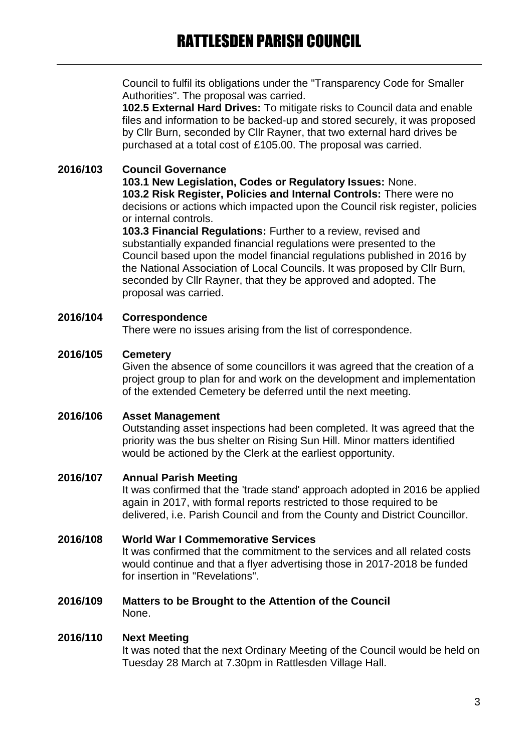Council to fulfil its obligations under the "Transparency Code for Smaller Authorities". The proposal was carried.

**102.5 External Hard Drives:** To mitigate risks to Council data and enable files and information to be backed-up and stored securely, it was proposed by Cllr Burn, seconded by Cllr Rayner, that two external hard drives be purchased at a total cost of £105.00. The proposal was carried.

**2016/103 Council Governance**

**103.1 New Legislation, Codes or Regulatory Issues:** None.

**103.2 Risk Register, Policies and Internal Controls:** There were no decisions or actions which impacted upon the Council risk register, policies or internal controls.

**103.3 Financial Regulations:** Further to a review, revised and substantially expanded financial regulations were presented to the Council based upon the model financial regulations published in 2016 by the National Association of Local Councils. It was proposed by Cllr Burn, seconded by Cllr Rayner, that they be approved and adopted. The proposal was carried.

**2016/104 Correspondence**

There were no issues arising from the list of correspondence.

**2016/105 Cemetery**

Given the absence of some councillors it was agreed that the creation of a project group to plan for and work on the development and implementation of the extended Cemetery be deferred until the next meeting.

**2016/106 Asset Management**

Outstanding asset inspections had been completed. It was agreed that the priority was the bus shelter on Rising Sun Hill. Minor matters identified would be actioned by the Clerk at the earliest opportunity.

**2016/107 Annual Parish Meeting**

It was confirmed that the 'trade stand' approach adopted in 2016 be applied again in 2017, with formal reports restricted to those required to be delivered, i.e. Parish Council and from the County and District Councillor.

**2016/108 World War I Commemorative Services**

It was confirmed that the commitment to the services and all related costs would continue and that a flyer advertising those in 2017-2018 be funded for insertion in "Revelations".

**2016/109 Matters to be Brought to the Attention of the Council**

None.

**2016/110 Next Meeting**

It was noted that the next Ordinary Meeting of the Council would be held on Tuesday 28 March at 7.30pm in Rattlesden Village Hall.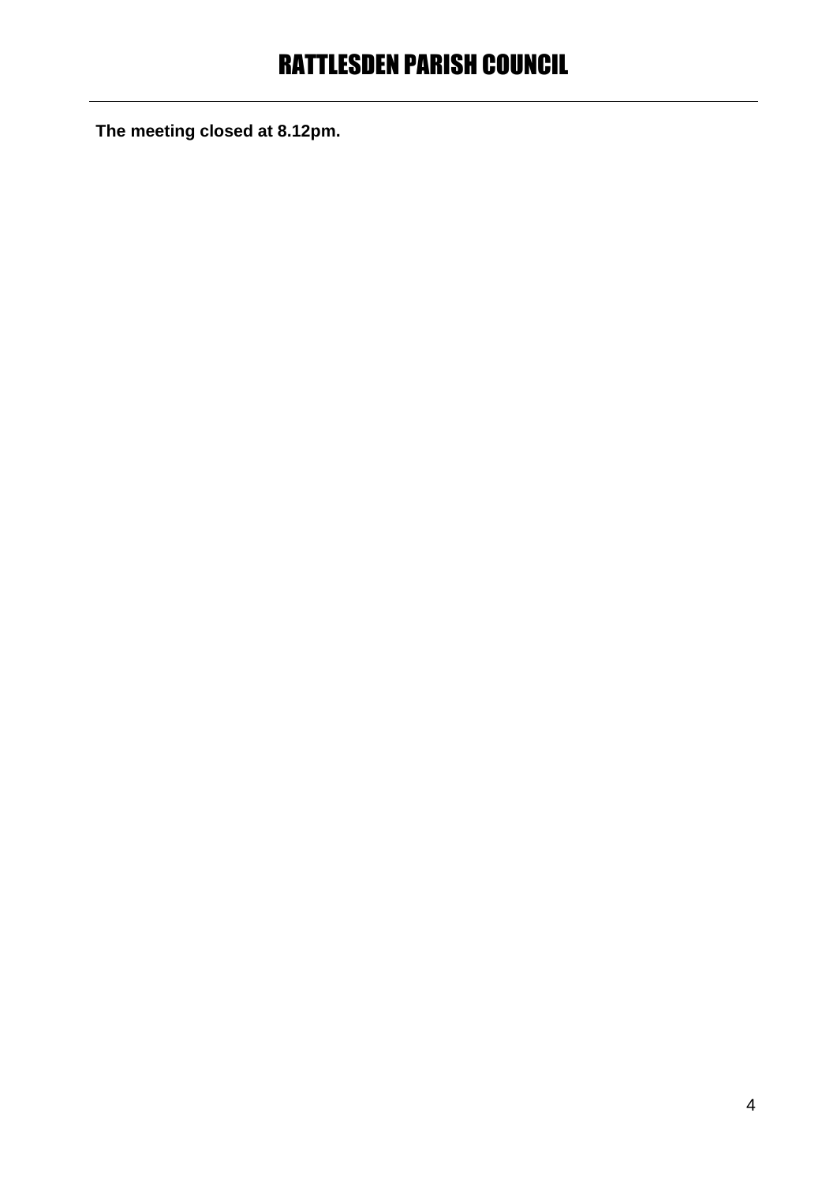**The meeting closed at 8.12pm.**